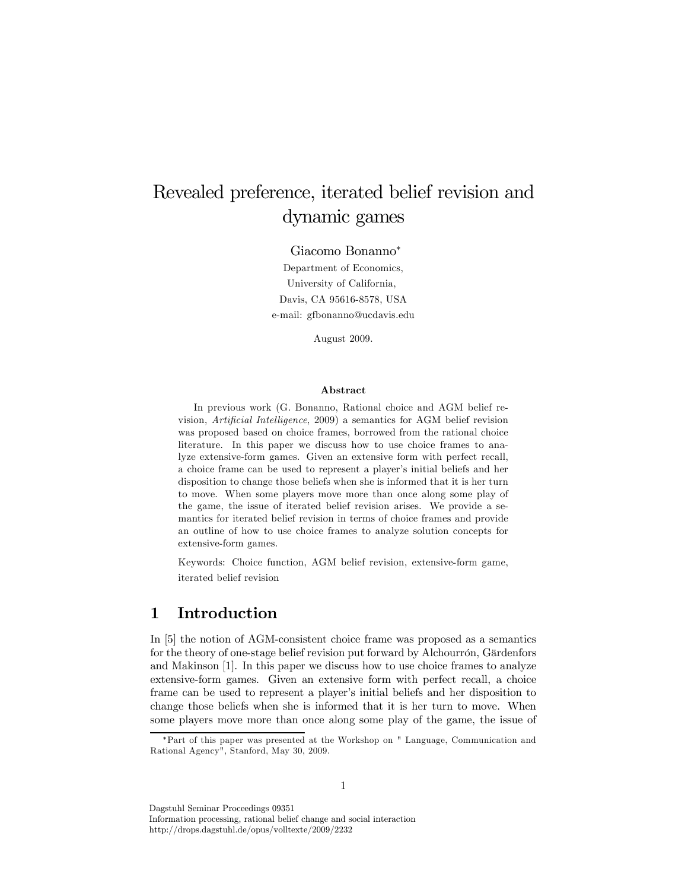# Revealed preference, iterated belief revision and dynamic games

Giacomo Bonanno*

Department of Economics,
University of California,
Davis, CA 95616-8578, USA
e-mail: gfbonanno@ucdavis.edu

August 2009.

### Abstract

In previous work (G. Bonanno, Rational choice and AGM belief revision, *Artificial Intelligence*, 2009) a semantics for AGM belief revision was proposed based on choice frames, borrowed from the rational choice literature. In this paper we discuss how to use choice frames to analyze extensive-form games. Given an extensive form with perfect recall, a choice frame can be used to represent a player's initial beliefs and her disposition to change those beliefs when she is informed that it is her turn to move. When some players move more than once along some play of the game, the issue of iterated belief revision arises. We provide a semantics for iterated belief revision in terms of choice frames and provide an outline of how to use choice frames to analyze solution concepts for extensive-form games.

Keywords: Choice function, AGM belief revision, extensive-form game, iterated belief revision

## 1 Introduction

In [5] the notion of AGM-consistent choice frame was proposed as a semantics for the theory of one-stage belief revision put forward by Alchourrón, Gärdenfors and Makinson [1]. In this paper we discuss how to use choice frames to analyze extensive-form games. Given an extensive form with perfect recall, a choice frame can be used to represent a player's initial beliefs and her disposition to change those beliefs when she is informed that it is her turn to move. When some players move more than once along some play of the game, the issue of

*Part of this paper was presented at the Workshop on " Language, Communication and Rational Agency", Stanford, May 30, 2009.

Dagstuhl Seminar Proceedings 09351
Information processing, rational belief change and social interaction
http://drops.dagstuhl.de/opus/volltexte/2009/2232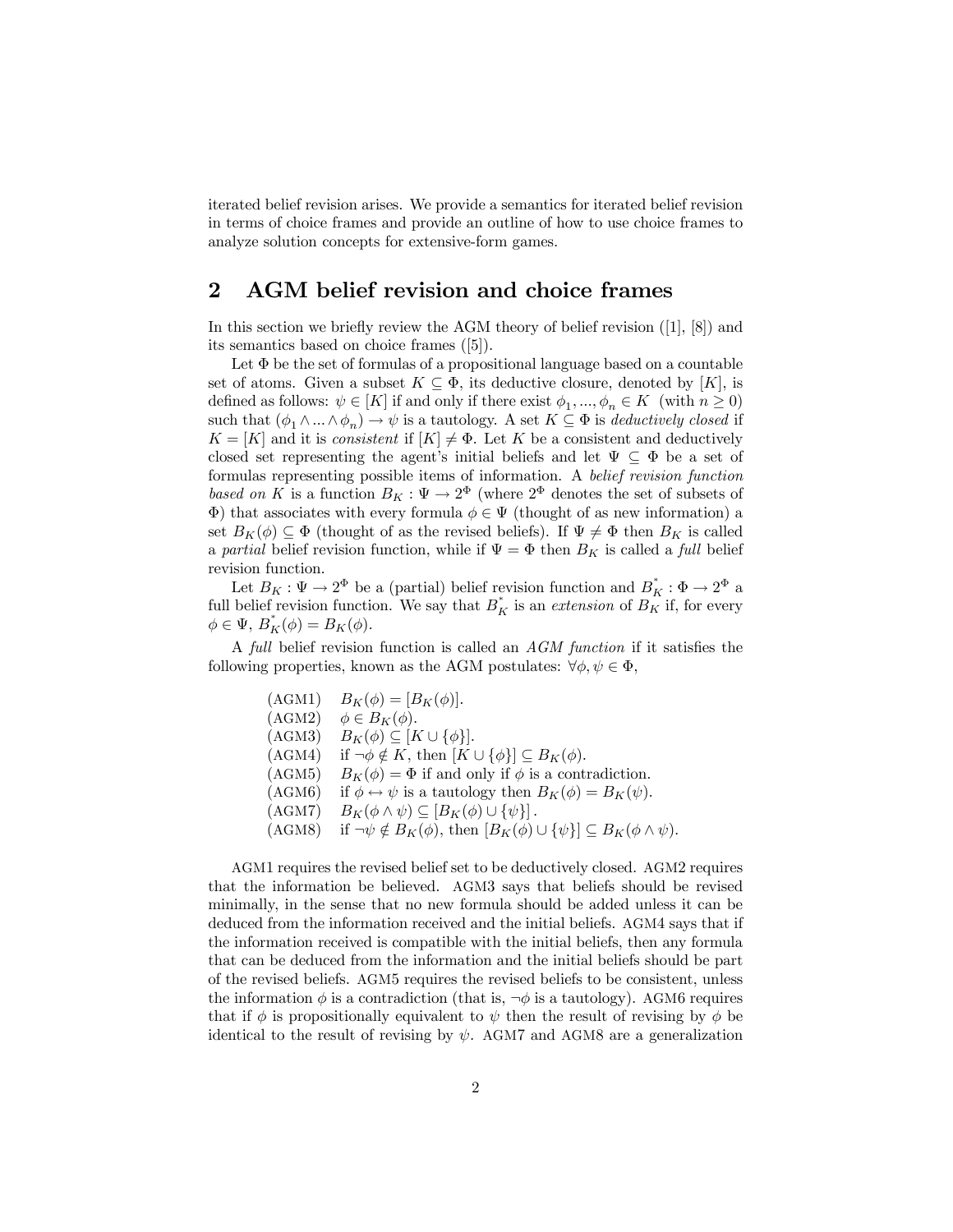iterated belief revision arises. We provide a semantics for iterated belief revision in terms of choice frames and provide an outline of how to use choice frames to analyze solution concepts for extensive-form games.

## 2 AGM belief revision and choice frames

In this section we briefly review the AGM theory of belief revision ([1], [8]) and its semantics based on choice frames ([5]).

Let $\Phi$ be the set of formulas of a propositional language based on a countable set of atoms. Given a subset $K \subseteq \Phi$, its deductive closure, denoted by $[K]$, is defined as follows: $\psi \in [K]$ if and only if there exist $\phi_1, ..., \phi_n \in K$ (with $n \geq 0$) such that $(\phi_1 \wedge ... \wedge \phi_n) \rightarrow \psi$ is a tautology. A set $K \subseteq \Phi$ is *deductively closed* if $K = [K]$ and it is *consistent* if $[K] \neq \Phi$. Let $K$ be a consistent and deductively closed set representing the agent's initial beliefs and let $\Psi \subseteq \Phi$ be a set of formulas representing possible items of information. A *belief revision function based on* $K$ is a function $B_K : \Psi \rightarrow 2^{\Phi}$ (where $2^{\Phi}$ denotes the set of subsets of $\Phi$) that associates with every formula $\phi \in \Psi$ (thought of as new information) a set $B_K(\phi) \subseteq \Phi$ (thought of as the revised beliefs). If $\Psi \neq \Phi$ then $B_K$ is called a *partial* belief revision function, while if $\Psi = \Phi$ then $B_K$ is called a *full* belief revision function.

Let $B_K : \Psi \rightarrow 2^{\Phi}$ be a (partial) belief revision function and $B_K^* : \Phi \rightarrow 2^{\Phi}$ a full belief revision function. We say that $B_K^*$ is an *extension* of $B_K$ if, for every $\phi \in \Psi$, $B_K^*(\phi) = B_K(\phi)$.

A *full* belief revision function is called an *AGM function* if it satisfies the following properties, known as the AGM postulates: $\forall \phi, \psi \in \Phi$,

(AGM1) $B_K(\phi) = [B_K(\phi)]$.
(AGM2) $\phi \in B_K(\phi)$.
(AGM3) $B_K(\phi) \subseteq [K \cup \{\phi\}]$.
(AGM4) if $\neg\phi \notin K$, then $[K \cup \{\phi\}] \subseteq B_K(\phi)$.
(AGM5) $B_K(\phi) = \Phi$ if and only if $\phi$ is a contradiction.
(AGM6) if $\phi \leftrightarrow \psi$ is a tautology then $B_K(\phi) = B_K(\psi)$.
(AGM7) $B_K(\phi \wedge \psi) \subseteq [B_K(\phi) \cup \{\psi\}]$.
(AGM8) if $\neg\psi \notin B_K(\phi)$, then $[B_K(\phi) \cup \{\psi\}] \subseteq B_K(\phi \wedge \psi)$.

AGM1 requires the revised belief set to be deductively closed. AGM2 requires that the information be believed. AGM3 says that beliefs should be revised minimally, in the sense that no new formula should be added unless it can be deduced from the information received and the initial beliefs. AGM4 says that if the information received is compatible with the initial beliefs, then any formula that can be deduced from the information and the initial beliefs should be part of the revised beliefs. AGM5 requires the revised beliefs to be consistent, unless the information $\phi$ is a contradiction (that is, $\neg\phi$ is a tautology). AGM6 requires that if $\phi$ is propositionally equivalent to $\psi$ then the result of revising by $\phi$ be identical to the result of revising by $\psi$. AGM7 and AGM8 are a generalization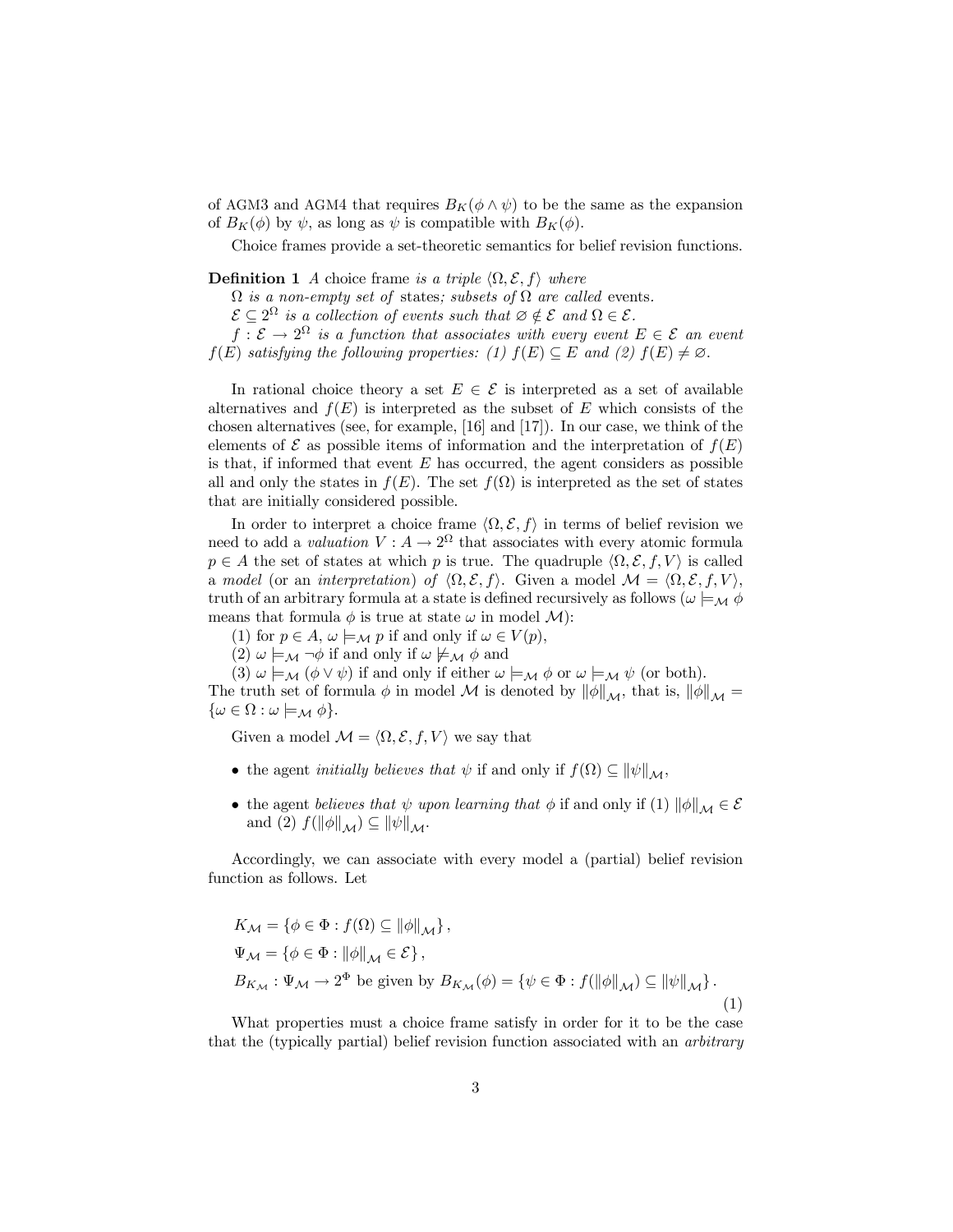of AGM3 and AGM4 that requires $B_K(\phi \wedge \psi)$ to be the same as the expansion of $B_K(\phi)$ by $\psi$, as long as $\psi$ is compatible with $B_K(\phi)$.

Choice frames provide a set-theoretic semantics for belief revision functions.

**Definition 1** *A* choice frame *is a triple* $\langle \Omega, \mathcal{E}, f \rangle$ *where*

$\Omega$ *is a non-empty set of* states*; subsets of* $\Omega$ *are called* events*.*

$\mathcal{E} \subseteq 2^{\Omega}$ *is a collection of events such that* $\varnothing \notin \mathcal{E}$ *and* $\Omega \in \mathcal{E}$*.*

$f : \mathcal{E} \to 2^{\Omega}$ *is a function that associates with every event* $E \in \mathcal{E}$ *an event* $f(E)$ *satisfying the following properties: (1)* $f(E) \subseteq E$ *and (2)* $f(E) \neq \varnothing$*.*

In rational choice theory a set $E \in \mathcal{E}$ is interpreted as a set of available alternatives and $f(E)$ is interpreted as the subset of $E$ which consists of the chosen alternatives (see, for example, [16] and [17]). In our case, we think of the elements of $\mathcal{E}$ as possible items of information and the interpretation of $f(E)$ is that, if informed that event $E$ has occurred, the agent considers as possible all and only the states in $f(E)$. The set $f(\Omega)$ is interpreted as the set of states that are initially considered possible.

In order to interpret a choice frame $\langle \Omega, \mathcal{E}, f \rangle$ in terms of belief revision we need to add a *valuation* $V : A \to 2^{\Omega}$ that associates with every atomic formula $p \in A$ the set of states at which $p$ is true. The quadruple $\langle \Omega, \mathcal{E}, f, V \rangle$ is called a *model* (or an *interpretation*) *of* $\langle \Omega, \mathcal{E}, f \rangle$. Given a model $\mathcal{M} = \langle \Omega, \mathcal{E}, f, V \rangle$, truth of an arbitrary formula at a state is defined recursively as follows ($\omega \models_{\mathcal{M}} \phi$ means that formula $\phi$ is true at state $\omega$ in model $\mathcal{M}$):

(1) for $p \in A$, $\omega \models_{\mathcal{M}} p$ if and only if $\omega \in V(p)$,

(2) $\omega \models_{\mathcal{M}} \neg\phi$ if and only if $\omega \not\models_{\mathcal{M}} \phi$ and

(3) $\omega \models_{\mathcal{M}} (\phi \vee \psi)$ if and only if either $\omega \models_{\mathcal{M}} \phi$ or $\omega \models_{\mathcal{M}} \psi$ (or both).

The truth set of formula $\phi$ in model $\mathcal{M}$ is denoted by $\|\phi\|_{\mathcal{M}}$, that is, $\|\phi\|_{\mathcal{M}} = \{\omega \in \Omega : \omega \models_{\mathcal{M}} \phi\}$.

Given a model $\mathcal{M} = \langle \Omega, \mathcal{E}, f, V \rangle$ we say that

- the agent *initially believes that* $\psi$ if and only if $f(\Omega) \subseteq \|\psi\|_{\mathcal{M}}$,
- the agent *believes that* $\psi$ *upon learning that* $\phi$ if and only if (1) $\|\phi\|_{\mathcal{M}} \in \mathcal{E}$ and (2) $f(\|\phi\|_{\mathcal{M}}) \subseteq \|\psi\|_{\mathcal{M}}$.

Accordingly, we can associate with every model a (partial) belief revision function as follows. Let

$$
\begin{aligned}
&K_{\mathcal{M}} = \{\phi \in \Phi : f(\Omega) \subseteq \|\phi\|_{\mathcal{M}}\}, \\
&\Psi_{\mathcal{M}} = \{\phi \in \Phi : \|\phi\|_{\mathcal{M}} \in \mathcal{E}\}, \\
&B_{K_{\mathcal{M}}} : \Psi_{\mathcal{M}} \to 2^{\Phi} \text{ be given by } B_{K_{\mathcal{M}}}(\phi) = \{\psi \in \Phi : f(\|\phi\|_{\mathcal{M}}) \subseteq \|\psi\|_{\mathcal{M}}\}.
\end{aligned} \tag{1}
$$

What properties must a choice frame satisfy in order for it to be the case that the (typically partial) belief revision function associated with an *arbitrary*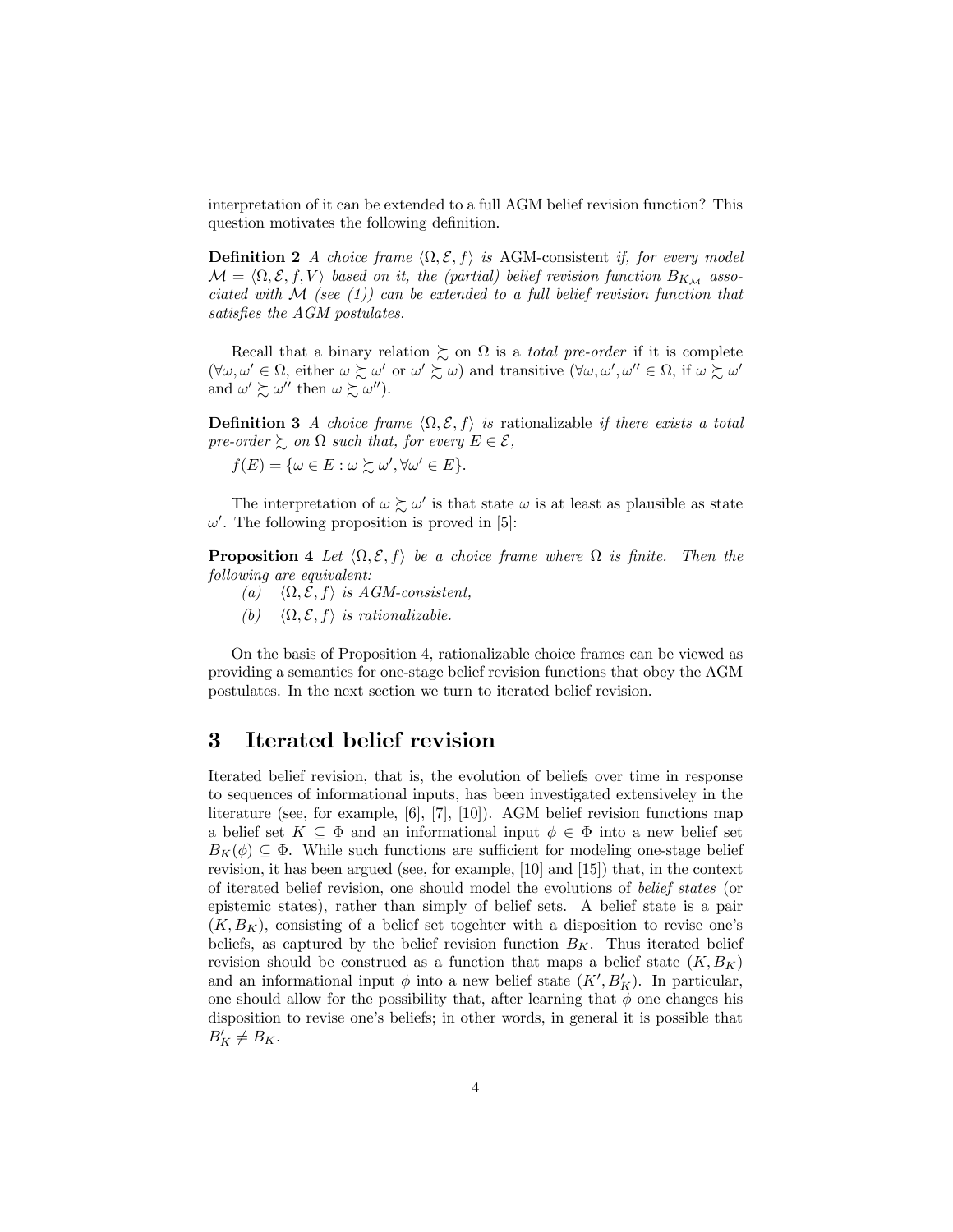interpretation of it can be extended to a full AGM belief revision function? This question motivates the following definition.

**Definition 2** *A choice frame* $\langle \Omega, \mathcal{E}, f \rangle$ *is* AGM-consistent *if, for every model* $\mathcal{M} = \langle \Omega, \mathcal{E}, f, V \rangle$ *based on it, the (partial) belief revision function* $B_{K_{\mathcal{M}}}$ *associated with* $\mathcal{M}$ *(see (1)) can be extended to a full belief revision function that satisfies the AGM postulates.*

Recall that a binary relation $\succsim$ on $\Omega$ is a *total pre-order* if it is complete ($\forall \omega, \omega' \in \Omega$, either $\omega \succsim \omega'$ or $\omega' \succsim \omega$) and transitive ($\forall \omega, \omega', \omega'' \in \Omega$, if $\omega \succsim \omega'$ and $\omega' \succsim \omega''$ then $\omega \succsim \omega''$).

**Definition 3** *A choice frame* $\langle \Omega, \mathcal{E}, f \rangle$ *is* rationalizable *if there exists a total pre-order* $\succsim$ *on* $\Omega$ *such that, for every* $E \in \mathcal{E}$,

$f(E) = \{\omega \in E : \omega \succsim \omega', \forall \omega' \in E\}$.

The interpretation of $\omega \succsim \omega'$ is that state $\omega$ is at least as plausible as state $\omega'$. The following proposition is proved in [5]:

**Proposition 4** *Let* $\langle \Omega, \mathcal{E}, f \rangle$ *be a choice frame where* $\Omega$ *is finite. Then the following are equivalent:*

*(a)* $\langle \Omega, \mathcal{E}, f \rangle$ *is AGM-consistent,*

*(b)* $\langle \Omega, \mathcal{E}, f \rangle$ *is rationalizable.*

On the basis of Proposition 4, rationalizable choice frames can be viewed as providing a semantics for one-stage belief revision functions that obey the AGM postulates. In the next section we turn to iterated belief revision.

# 3 Iterated belief revision

Iterated belief revision, that is, the evolution of beliefs over time in response to sequences of informational inputs, has been investigated extensiveley in the literature (see, for example, [6], [7], [10]). AGM belief revision functions map a belief set $K \subseteq \Phi$ and an informational input $\phi \in \Phi$ into a new belief set $B_K(\phi) \subseteq \Phi$. While such functions are sufficient for modeling one-stage belief revision, it has been argued (see, for example, [10] and [15]) that, in the context of iterated belief revision, one should model the evolutions of *belief states* (or epistemic states), rather than simply of belief sets. A belief state is a pair $(K, B_K)$, consisting of a belief set togehter with a disposition to revise one's beliefs, as captured by the belief revision function $B_K$. Thus iterated belief revision should be construed as a function that maps a belief state $(K, B_K)$ and an informational input $\phi$ into a new belief state $(K', B'_K)$. In particular, one should allow for the possibility that, after learning that $\phi$ one changes his disposition to revise one's beliefs; in other words, in general it is possible that $B'_K \neq B_K$.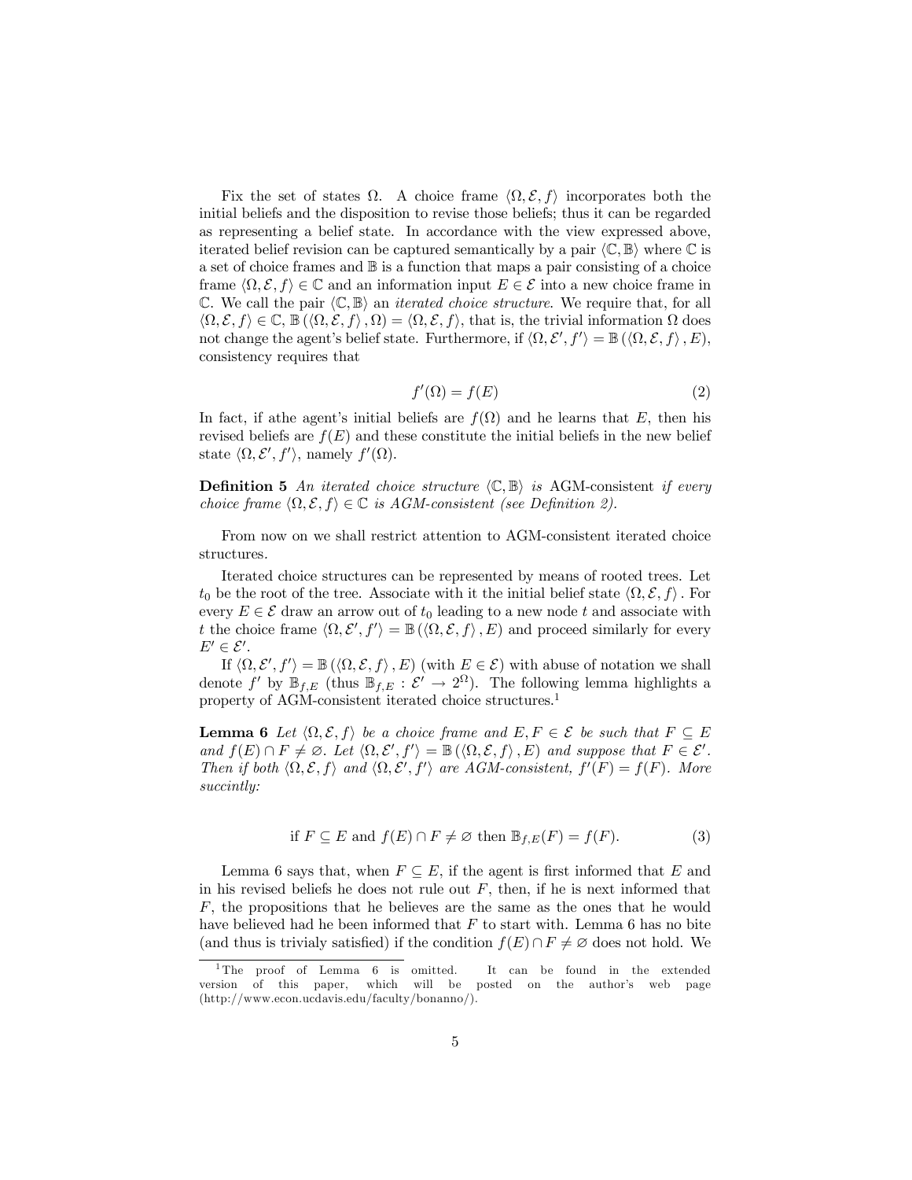Fix the set of states $\Omega$. A choice frame $\langle \Omega, \mathcal{E}, f \rangle$ incorporates both the initial beliefs and the disposition to revise those beliefs; thus it can be regarded as representing a belief state. In accordance with the view expressed above, iterated belief revision can be captured semantically by a pair $\langle \mathbb{C}, \mathbb{B} \rangle$ where $\mathbb{C}$ is a set of choice frames and $\mathbb{B}$ is a function that maps a pair consisting of a choice frame $\langle \Omega, \mathcal{E}, f \rangle \in \mathbb{C}$ and an information input $E \in \mathcal{E}$ into a new choice frame in $\mathbb{C}$. We call the pair $\langle \mathbb{C}, \mathbb{B} \rangle$ an *iterated choice structure*. We require that, for all $\langle \Omega, \mathcal{E}, f \rangle \in \mathbb{C}$, $\mathbb{B}(\langle \Omega, \mathcal{E}, f \rangle, \Omega) = \langle \Omega, \mathcal{E}, f \rangle$, that is, the trivial information $\Omega$ does not change the agent's belief state. Furthermore, if $\langle \Omega, \mathcal{E}', f' \rangle = \mathbb{B}(\langle \Omega, \mathcal{E}, f \rangle, E)$, consistency requires that

$$f'(\Omega) = f(E) \tag{2}$$

In fact, if athe agent's initial beliefs are $f(\Omega)$ and he learns that $E$, then his revised beliefs are $f(E)$ and these constitute the initial beliefs in the new belief state $\langle \Omega, \mathcal{E}', f' \rangle$, namely $f'(\Omega)$.

**Definition 5** *An iterated choice structure $\langle \mathbb{C}, \mathbb{B} \rangle$ is* AGM-consistent *if every choice frame $\langle \Omega, \mathcal{E}, f \rangle \in \mathbb{C}$ is AGM-consistent (see Definition 2).*

From now on we shall restrict attention to AGM-consistent iterated choice structures.

Iterated choice structures can be represented by means of rooted trees. Let $t_0$ be the root of the tree. Associate with it the initial belief state $\langle \Omega, \mathcal{E}, f \rangle$. For every $E \in \mathcal{E}$ draw an arrow out of $t_0$ leading to a new node $t$ and associate with $t$ the choice frame $\langle \Omega, \mathcal{E}', f' \rangle = \mathbb{B}(\langle \Omega, \mathcal{E}, f \rangle, E)$ and proceed similarly for every $E' \in \mathcal{E}'$.

If $\langle \Omega, \mathcal{E}', f' \rangle = \mathbb{B}(\langle \Omega, \mathcal{E}, f \rangle, E)$ (with $E \in \mathcal{E}$) with abuse of notation we shall denote $f'$ by $\mathbb{B}_{f,E}$ (thus $\mathbb{B}_{f,E} : \mathcal{E}' \to 2^{\Omega}$). The following lemma highlights a property of AGM-consistent iterated choice structures.[1]

**Lemma 6** *Let $\langle \Omega, \mathcal{E}, f \rangle$ be a choice frame and $E, F \in \mathcal{E}$ be such that $F \subseteq E$ and $f(E) \cap F \neq \varnothing$. Let $\langle \Omega, \mathcal{E}', f' \rangle = \mathbb{B}(\langle \Omega, \mathcal{E}, f \rangle, E)$ and suppose that $F \in \mathcal{E}'$. Then if both $\langle \Omega, \mathcal{E}, f \rangle$ and $\langle \Omega, \mathcal{E}', f' \rangle$ are AGM-consistent, $f'(F) = f(F)$. More succintly:*

$$\text{if } F \subseteq E \text{ and } f(E) \cap F \neq \varnothing \text{ then } \mathbb{B}_{f,E}(F) = f(F). \tag{3}$$

Lemma 6 says that, when $F \subseteq E$, if the agent is first informed that $E$ and in his revised beliefs he does not rule out $F$, then, if he is next informed that $F$, the propositions that he believes are the same as the ones that he would have believed had he been informed that $F$ to start with. Lemma 6 has no bite (and thus is trivialy satisfied) if the condition $f(E) \cap F \neq \varnothing$ does not hold. We

[1] The proof of Lemma 6 is omitted. It can be found in the extended version of this paper, which will be posted on the author's web page (http://www.econ.ucdavis.edu/faculty/bonanno/).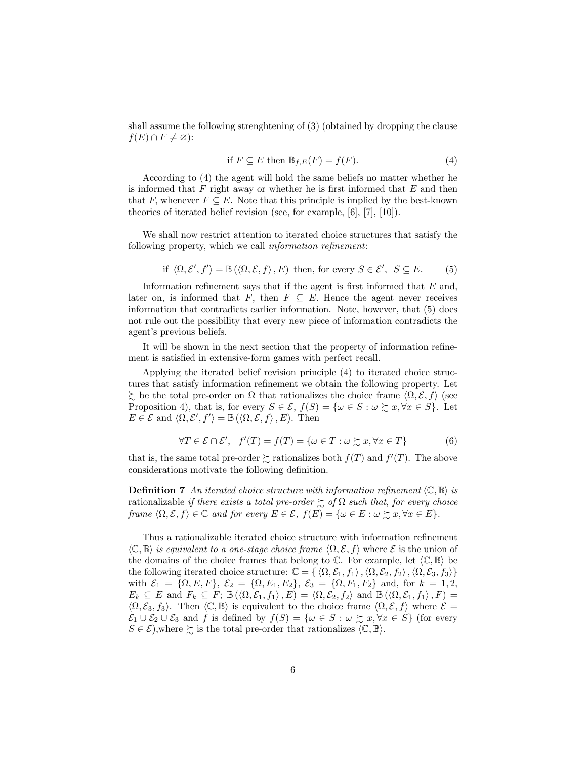shall assume the following strenghtening of (3) (obtained by dropping the clause $f(E) \cap F \neq \varnothing$):

$$\text{if } F \subseteq E \text{ then } \mathbb{B}_{f,E}(F) = f(F). \tag{4}$$

According to (4) the agent will hold the same beliefs no matter whether he is informed that $F$ right away or whether he is first informed that $E$ and then that $F$, whenever $F \subseteq E$. Note that this principle is implied by the best-known theories of iterated belief revision (see, for example, [6], [7], [10]).

We shall now restrict attention to iterated choice structures that satisfy the following property, which we call *information refinement*:

$$\text{if } \langle \Omega, \mathcal{E}', f' \rangle = \mathbb{B}\left(\langle \Omega, \mathcal{E}, f \rangle, E\right) \text{ then, for every } S \in \mathcal{E}',\ S \subseteq E. \tag{5}$$

Information refinement says that if the agent is first informed that $E$ and, later on, is informed that $F$, then $F \subseteq E$. Hence the agent never receives information that contradicts earlier information. Note, however, that (5) does not rule out the possibility that every new piece of information contradicts the agent's previous beliefs.

It will be shown in the next section that the property of information refinement is satisfied in extensive-form games with perfect recall.

Applying the iterated belief revision principle (4) to iterated choice structures that satisfy information refinement we obtain the following property. Let $\succsim$ be the total pre-order on $\Omega$ that rationalizes the choice frame $\langle \Omega, \mathcal{E}, f \rangle$ (see Proposition 4), that is, for every $S \in \mathcal{E}$, $f(S) = \{\omega \in S : \omega \succsim x, \forall x \in S\}$. Let $E \in \mathcal{E}$ and $\langle \Omega, \mathcal{E}', f' \rangle = \mathbb{B}\left(\langle \Omega, \mathcal{E}, f \rangle, E\right)$. Then

$$\forall T \in \mathcal{E} \cap \mathcal{E}', \quad f'(T) = f(T) = \{\omega \in T : \omega \succsim x, \forall x \in T\} \tag{6}$$

that is, the same total pre-order $\succsim$ rationalizes both $f(T)$ and $f'(T)$. The above considerations motivate the following definition.

**Definition 7** *An iterated choice structure with information refinement $\langle \mathbb{C}, \mathbb{B} \rangle$ is* rationalizable *if there exists a total pre-order $\succsim$ of $\Omega$ such that, for every choice frame $\langle \Omega, \mathcal{E}, f \rangle \in \mathbb{C}$ and for every $E \in \mathcal{E}$, $f(E) = \{\omega \in E : \omega \succsim x, \forall x \in E\}$.*

Thus a rationalizable iterated choice structure with information refinement $\langle \mathbb{C}, \mathbb{B} \rangle$ *is equivalent to a one-stage choice frame $\langle \Omega, \mathcal{E}, f \rangle$* where $\mathcal{E}$ is the union of the domains of the choice frames that belong to $\mathbb{C}$. For example, let $\langle \mathbb{C}, \mathbb{B} \rangle$ be the following iterated choice structure: $\mathbb{C} = \{ \langle \Omega, \mathcal{E}_1, f_1 \rangle, \langle \Omega, \mathcal{E}_2, f_2 \rangle, \langle \Omega, \mathcal{E}_3, f_3 \rangle \}$ with $\mathcal{E}_1 = \{\Omega, E, F\}$, $\mathcal{E}_2 = \{\Omega, E_1, E_2\}$, $\mathcal{E}_3 = \{\Omega, F_1, F_2\}$ and, for $k = 1, 2$, $E_k \subseteq E$ and $F_k \subseteq F$; $\mathbb{B}\left(\langle \Omega, \mathcal{E}_1, f_1 \rangle, E\right) = \langle \Omega, \mathcal{E}_2, f_2 \rangle$ and $\mathbb{B}\left(\langle \Omega, \mathcal{E}_1, f_1 \rangle, F\right) = \langle \Omega, \mathcal{E}_3, f_3 \rangle$. Then $\langle \mathbb{C}, \mathbb{B} \rangle$ is equivalent to the choice frame $\langle \Omega, \mathcal{E}, f \rangle$ where $\mathcal{E} = \mathcal{E}_1 \cup \mathcal{E}_2 \cup \mathcal{E}_3$ and $f$ is defined by $f(S) = \{\omega \in S : \omega \succsim x, \forall x \in S\}$ (for every $S \in \mathcal{E}$),where $\succsim$ is the total pre-order that rationalizes $\langle \mathbb{C}, \mathbb{B} \rangle$.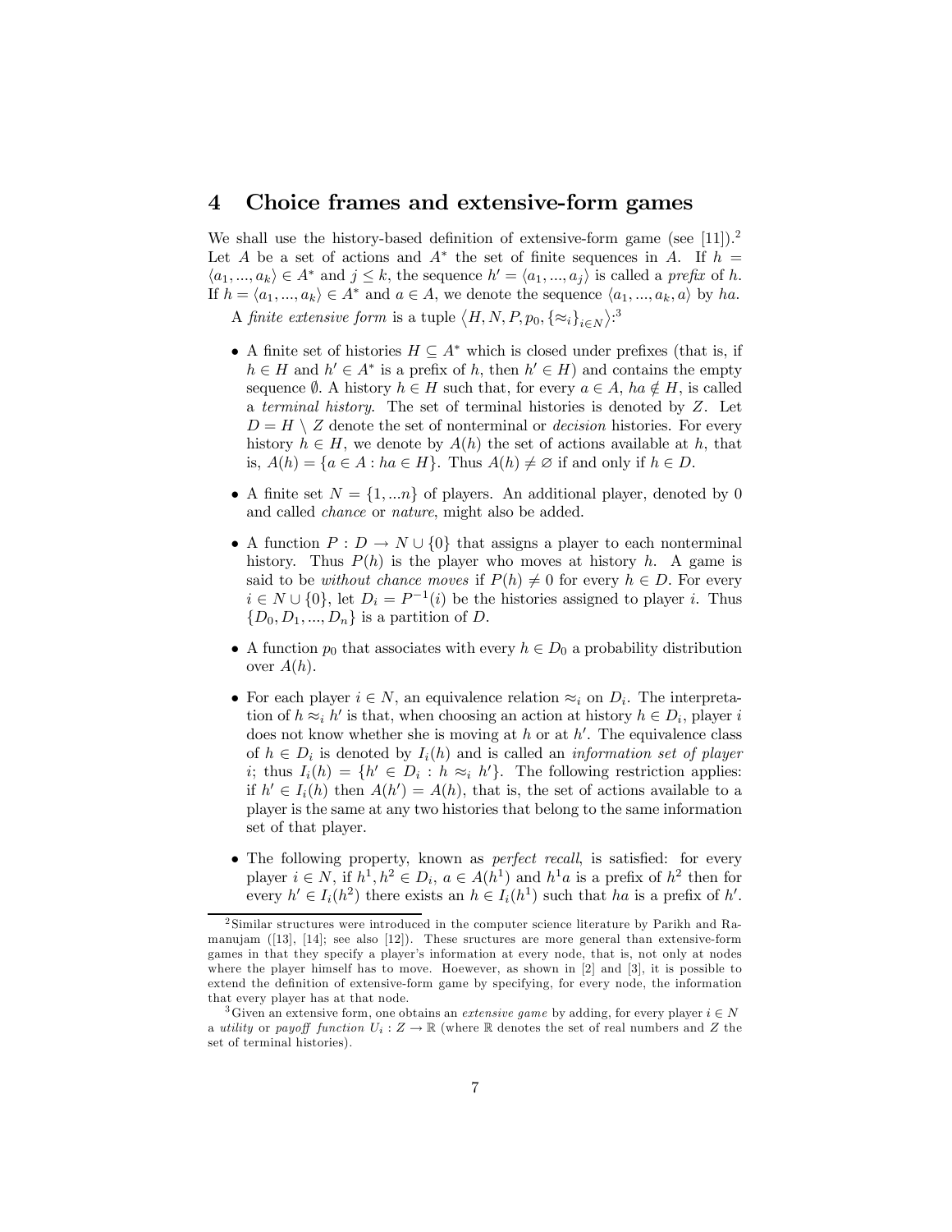## 4 Choice frames and extensive-form games

We shall use the history-based definition of extensive-form game (see [11]).[2] Let $A$ be a set of actions and $A^*$ the set of finite sequences in $A$. If $h = \langle a_1, ..., a_k \rangle \in A^*$ and $j \leq k$, the sequence $h' = \langle a_1, ..., a_j \rangle$ is called a *prefix* of $h$. If $h = \langle a_1, ..., a_k \rangle \in A^*$ and $a \in A$, we denote the sequence $\langle a_1, ..., a_k, a \rangle$ by $ha$.

A *finite extensive form* is a tuple $\langle H, N, P, p_0, \{\approx_i\}_{i \in N} \rangle$:[3]

- A finite set of histories $H \subseteq A^*$ which is closed under prefixes (that is, if $h \in H$ and $h' \in A^*$ is a prefix of $h$, then $h' \in H$) and contains the empty sequence $\emptyset$. A history $h \in H$ such that, for every $a \in A$, $ha \notin H$, is called a *terminal history*. The set of terminal histories is denoted by $Z$. Let $D = H \setminus Z$ denote the set of nonterminal or *decision* histories. For every history $h \in H$, we denote by $A(h)$ the set of actions available at $h$, that is, $A(h) = \{a \in A : ha \in H\}$. Thus $A(h) \neq \varnothing$ if and only if $h \in D$.

- A finite set $N = \{1, ...n\}$ of players. An additional player, denoted by 0 and called *chance* or *nature*, might also be added.

- A function $P : D \to N \cup \{0\}$ that assigns a player to each nonterminal history. Thus $P(h)$ is the player who moves at history $h$. A game is said to be *without chance moves* if $P(h) \neq 0$ for every $h \in D$. For every $i \in N \cup \{0\}$, let $D_i = P^{-1}(i)$ be the histories assigned to player $i$. Thus $\{D_0, D_1, ..., D_n\}$ is a partition of $D$.

- A function $p_0$ that associates with every $h \in D_0$ a probability distribution over $A(h)$.

- For each player $i \in N$, an equivalence relation $\approx_i$ on $D_i$. The interpretation of $h \approx_i h'$ is that, when choosing an action at history $h \in D_i$, player $i$ does not know whether she is moving at $h$ or at $h'$. The equivalence class of $h \in D_i$ is denoted by $I_i(h)$ and is called an *information set of player $i$*; thus $I_i(h) = \{h' \in D_i : h \approx_i h'\}$. The following restriction applies: if $h' \in I_i(h)$ then $A(h') = A(h)$, that is, the set of actions available to a player is the same at any two histories that belong to the same information set of that player.

- The following property, known as *perfect recall*, is satisfied: for every player $i \in N$, if $h^1, h^2 \in D_i$, $a \in A(h^1)$ and $h^1 a$ is a prefix of $h^2$ then for every $h' \in I_i(h^2)$ there exists an $h \in I_i(h^1)$ such that $ha$ is a prefix of $h'$.

---

[2] Similar structures were introduced in the computer science literature by Parikh and Ramanujam ([13], [14]; see also [12]). These sructures are more general than extensive-form games in that they specify a player's information at every node, that is, not only at nodes where the player himself has to move. Hoewever, as shown in [2] and [3], it is possible to extend the definition of extensive-form game by specifying, for every node, the information that every player has at that node.

[3] Given an extensive form, one obtains an *extensive game* by adding, for every player $i \in N$ a *utility* or *payoff function* $U_i : Z \to \mathbb{R}$ (where $\mathbb{R}$ denotes the set of real numbers and $Z$ the set of terminal histories).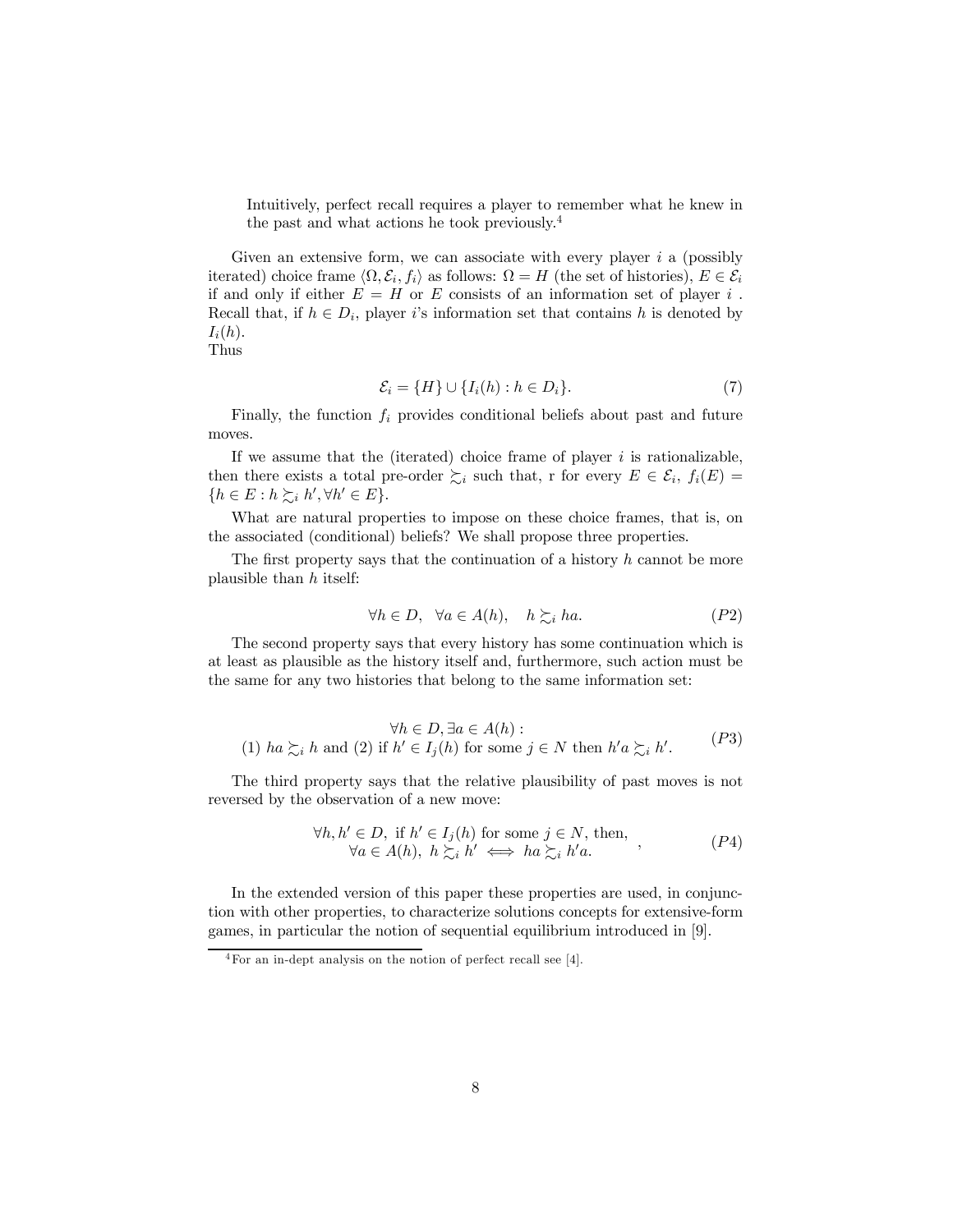Intuitively, perfect recall requires a player to remember what he knew in the past and what actions he took previously.[4]

Given an extensive form, we can associate with every player $i$ a (possibly iterated) choice frame $\langle \Omega, \mathcal{E}_i, f_i \rangle$ as follows: $\Omega = H$ (the set of histories), $E \in \mathcal{E}_i$ if and only if either $E = H$ or $E$ consists of an information set of player $i$ . Recall that, if $h \in D_i$, player $i$'s information set that contains $h$ is denoted by $I_i(h)$.
Thus

$$\mathcal{E}_i = \{H\} \cup \{I_i(h) : h \in D_i\}. \tag{7}$$

Finally, the function $f_i$ provides conditional beliefs about past and future moves.

If we assume that the (iterated) choice frame of player $i$ is rationalizable, then there exists a total pre-order $\succsim_i$ such that, r for every $E \in \mathcal{E}_i$, $f_i(E) = \{h \in E : h \succsim_i h', \forall h' \in E\}$.

What are natural properties to impose on these choice frames, that is, on the associated (conditional) beliefs? We shall propose three properties.

The first property says that the continuation of a history $h$ cannot be more plausible than $h$ itself:

$$\forall h \in D, \quad \forall a \in A(h), \quad h \succsim_i ha. \tag{P2}$$

The second property says that every history has some continuation which is at least as plausible as the history itself and, furthermore, such action must be the same for any two histories that belong to the same information set:

$$\begin{array}{c} \forall h \in D, \exists a \in A(h) : \\ (1)\ ha \succsim_i h \text{ and } (2) \text{ if } h' \in I_j(h) \text{ for some } j \in N \text{ then } h'a \succsim_i h'. \end{array} \tag{P3}$$

The third property says that the relative plausibility of past moves is not reversed by the observation of a new move:

$$\begin{array}{c} \forall h, h' \in D, \text{ if } h' \in I_j(h) \text{ for some } j \in N, \text{ then,} \\ \forall a \in A(h),\ h \succsim_i h' \iff ha \succsim_i h'a. \end{array}, \tag{P4}$$

In the extended version of this paper these properties are used, in conjunction with other properties, to characterize solutions concepts for extensive-form games, in particular the notion of sequential equilibrium introduced in [9].

[4] For an in-dept analysis on the notion of perfect recall see [4].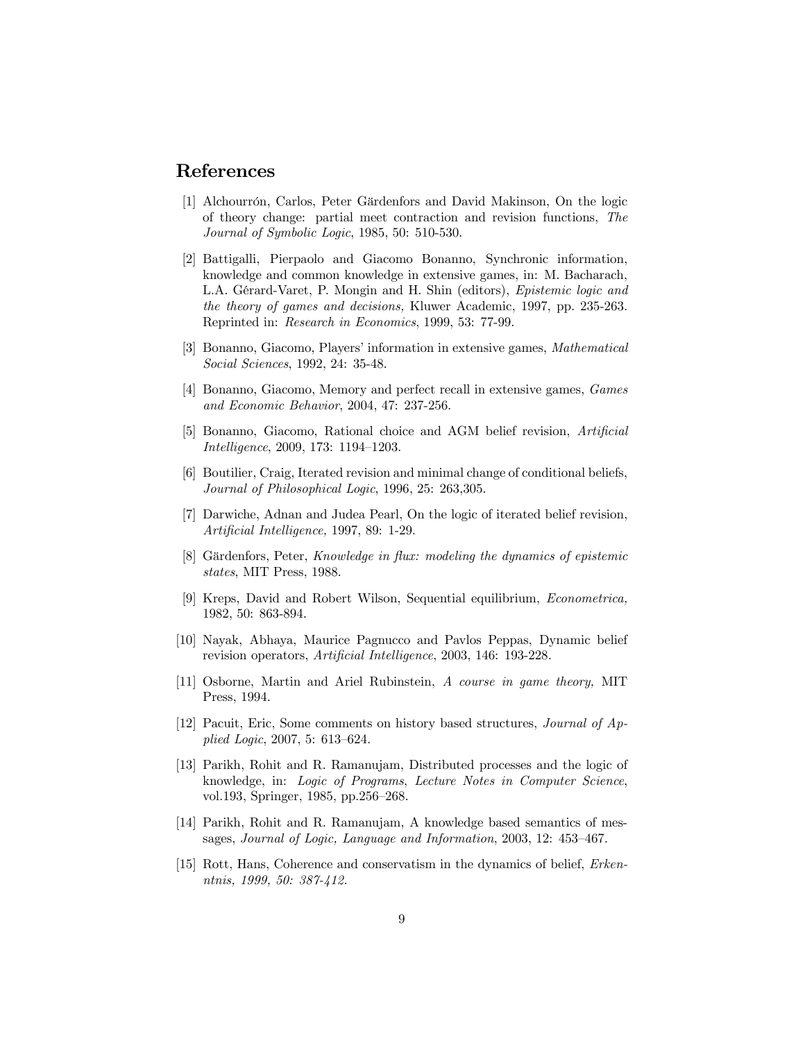## References

[1] Alchourrón, Carlos, Peter Gärdenfors and David Makinson, On the logic of theory change: partial meet contraction and revision functions, *The Journal of Symbolic Logic*, 1985, 50: 510-530.

[2] Battigalli, Pierpaolo and Giacomo Bonanno, Synchronic information, knowledge and common knowledge in extensive games, in: M. Bacharach, L.A. Gérard-Varet, P. Mongin and H. Shin (editors), *Epistemic logic and the theory of games and decisions,* Kluwer Academic, 1997, pp. 235-263. Reprinted in: *Research in Economics*, 1999, 53: 77-99.

[3] Bonanno, Giacomo, Players' information in extensive games, *Mathematical Social Sciences*, 1992, 24: 35-48.

[4] Bonanno, Giacomo, Memory and perfect recall in extensive games, *Games and Economic Behavior*, 2004, 47: 237-256.

[5] Bonanno, Giacomo, Rational choice and AGM belief revision, *Artificial Intelligence*, 2009, 173: 1194–1203.

[6] Boutilier, Craig, Iterated revision and minimal change of conditional beliefs, *Journal of Philosophical Logic*, 1996, 25: 263,305.

[7] Darwiche, Adnan and Judea Pearl, On the logic of iterated belief revision, *Artificial Intelligence,* 1997, 89: 1-29.

[8] Gärdenfors, Peter, *Knowledge in flux: modeling the dynamics of epistemic states*, MIT Press, 1988.

[9] Kreps, David and Robert Wilson, Sequential equilibrium, *Econometrica,* 1982, 50: 863-894.

[10] Nayak, Abhaya, Maurice Pagnucco and Pavlos Peppas, Dynamic belief revision operators, *Artificial Intelligence*, 2003, 146: 193-228.

[11] Osborne, Martin and Ariel Rubinstein, *A course in game theory,* MIT Press, 1994.

[12] Pacuit, Eric, Some comments on history based structures, *Journal of Applied Logic*, 2007, 5: 613–624.

[13] Parikh, Rohit and R. Ramanujam, Distributed processes and the logic of knowledge, in: *Logic of Programs*, *Lecture Notes in Computer Science*, vol.193, Springer, 1985, pp.256–268.

[14] Parikh, Rohit and R. Ramanujam, A knowledge based semantics of messages, *Journal of Logic, Language and Information*, 2003, 12: 453–467.

[15] Rott, Hans, Coherence and conservatism in the dynamics of belief, *Erkenntnis, 1999, 50: 387-412.*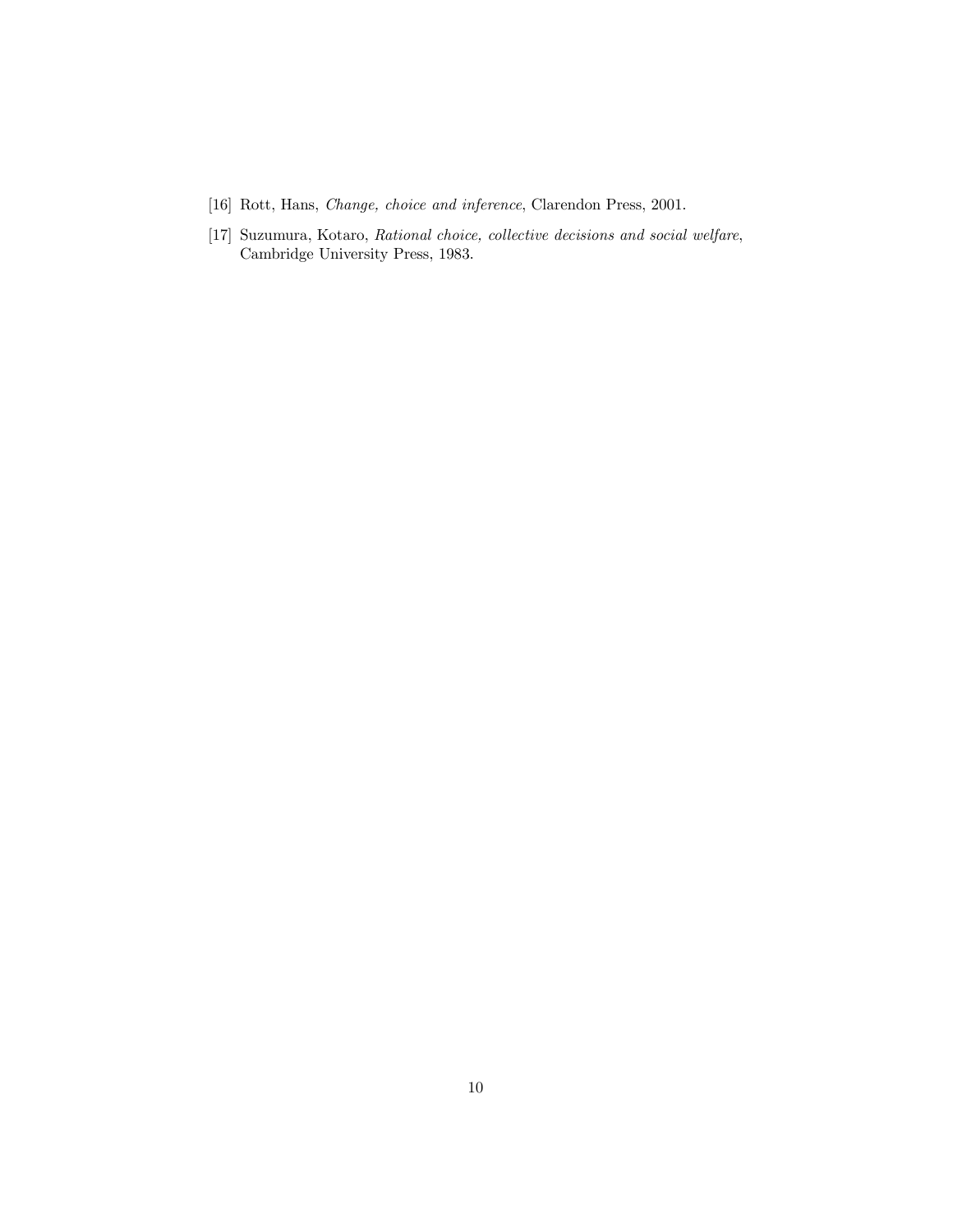[16] Rott, Hans, *Change, choice and inference*, Clarendon Press, 2001.

[17] Suzumura, Kotaro, *Rational choice, collective decisions and social welfare*, Cambridge University Press, 1983.